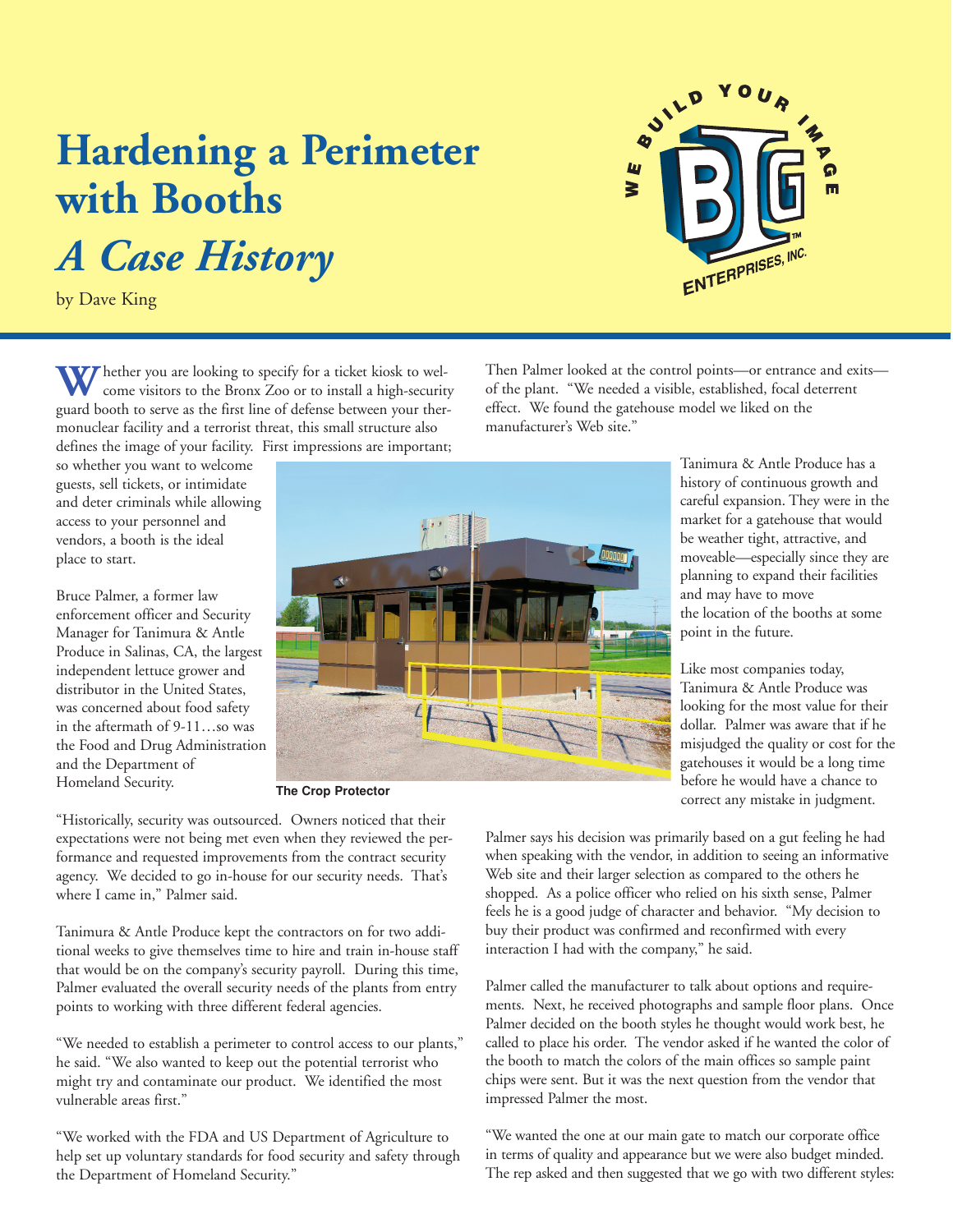# Hardening a Perimeter with Booths

## *A Case History*

by Dave King

Whether you are looking to specify for a ticket kiosk to welcome visitors to the Bronx Zoo or to install a high-security guard booth to serve as the first line of defense between your thermonuclear facility and a terrorist threat, this small structure also defines the image of your facility. First impressions are important; so whether you want to welcome guests, sell tickets, or intimidate and deter criminals while allowing access to your personnel and vendors, a booth is the ideal place to start.

Bruce Palmer, a former law enforcement officer and Security Manager for Tanimura & Antle Produce in Salinas, CA, the largest independent lettuce grower and distributor in the United States, was concerned about food safety in the aftermath of 9-11…so was the Food and Drug Administration and the Department of Homeland Security.

The Crop Protector

"Historically, security was outsourced. Owners noticed that their expectations were not being met even when they reviewed the performance and requested improvements from the contract security agency. We decided to go in-house for our security needs. That's where I came in," Palmer said.

Tanimura & Antle Produce kept the contractors on for two additional weeks to give themselves time to hire and train in-house staff that would be on the company's security payroll. During this time, Palmer evaluated the overall security needs of the plants from entry points to working with three different federal agencies.

"We needed to establish a perimeter to control access to our plants," he said. "We also wanted to keep out the potential terrorist who might try and contaminate our product. We identified the most vulnerable areas first."

"We worked with the FDA and US Department of Agriculture to help set up voluntary standards for food security and safety through the Department of Homeland Security."

Then Palmer looked at the control points—or entrance and exits—of the plant. "We needed a visible, established, focal deterrent effect. We found the gatehouse model we liked on the manufacturer's Web site."

Tanimura & Antle Produce has a history of continuous growth and careful expansion. They were in the market for a gatehouse that would be weather tight, attractive, and moveable—especially since they are planning to expand their facilities and may have to move the location of the booths at some point in the future.

Like most companies today, Tanimura & Antle Produce was looking for the most value for their dollar. Palmer was aware that if he misjudged the quality or cost for the gatehouses it would be a long time before he would have a chance to correct any mistake in judgment.

Palmer says his decision was primarily based on a gut feeling he had when speaking with the vendor, in addition to seeing an informative Web site and their larger selection as compared to the others he shopped. As a police officer who relied on his sixth sense, Palmer feels he is a good judge of character and behavior. "My decision to buy their product was confirmed and reconfirmed with every interaction I had with the company," he said.

Palmer called the manufacturer to talk about options and requirements. Next, he received photographs and sample floor plans. Once Palmer decided on the booth styles he thought would work best, he called to place his order. The vendor asked if he wanted the color of the booth to match the colors of the main offices so sample paint chips were sent. But it was the next question from the vendor that impressed Palmer the most.

"We wanted the one at our main gate to match our corporate office in terms of quality and appearance but we were also budget minded. The rep asked and then suggested that we go with two different styles: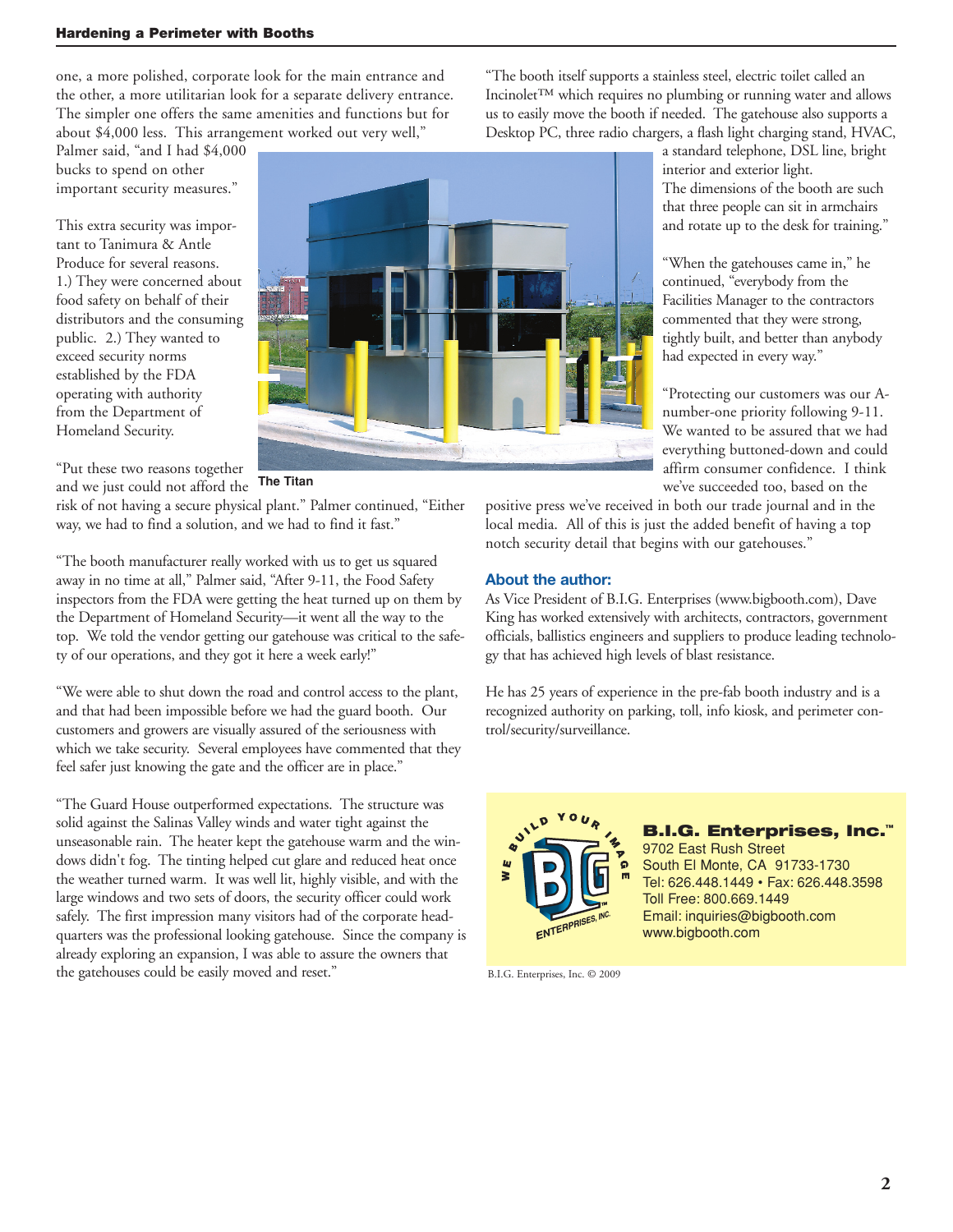one, a more polished, corporate look for the main entrance and the other, a more utilitarian look for a separate delivery entrance. The simpler one offers the same amenities and functions but for about $4,000 less. This arrangement worked out very well," Palmer said, "and I had $4,000 bucks to spend on other important security measures."

This extra security was important to Tanimura & Antle Produce for several reasons. 1.) They were concerned about food safety on behalf of their distributors and the consuming public. 2.) They wanted to exceed security norms established by the FDA operating with authority from the Department of Homeland Security.

"Put these two reasons together and we just could not afford the risk of not having a secure physical plant." Palmer continued, "Either way, we had to find a solution, and we had to find it fast."

The Titan

"The booth manufacturer really worked with us to get us squared away in no time at all," Palmer said, "After 9-11, the Food Safety inspectors from the FDA were getting the heat turned up on them by the Department of Homeland Security—it went all the way to the top. We told the vendor getting our gatehouse was critical to the safety of our operations, and they got it here a week early!"

"We were able to shut down the road and control access to the plant, and that had been impossible before we had the guard booth. Our customers and growers are visually assured of the seriousness with which we take security. Several employees have commented that they feel safer just knowing the gate and the officer are in place."

"The Guard House outperformed expectations. The structure was solid against the Salinas Valley winds and water tight against the unseasonable rain. The heater kept the gatehouse warm and the windows didn't fog. The tinting helped cut glare and reduced heat once the weather turned warm. It was well lit, highly visible, and with the large windows and two sets of doors, the security officer could work safely. The first impression many visitors had of the corporate headquarters was the professional looking gatehouse. Since the company is already exploring an expansion, I was able to assure the owners that the gatehouses could be easily moved and reset."

"The booth itself supports a stainless steel, electric toilet called an Incinolet™ which requires no plumbing or running water and allows us to easily move the booth if needed. The gatehouse also supports a Desktop PC, three radio chargers, a flash light charging stand, HVAC, a standard telephone, DSL line, bright interior and exterior light. The dimensions of the booth are such that three people can sit in armchairs and rotate up to the desk for training."

"When the gatehouses came in," he continued, "everybody from the Facilities Manager to the contractors commented that they were strong, tightly built, and better than anybody had expected in every way."

"Protecting our customers was our A-number-one priority following 9-11. We wanted to be assured that we had everything buttoned-down and could affirm consumer confidence. I think we've succeeded too, based on the positive press we've received in both our trade journal and in the local media. All of this is just the added benefit of having a top notch security detail that begins with our gatehouses."

### About the author:

As Vice President of B.I.G. Enterprises (www.bigbooth.com), Dave King has worked extensively with architects, contractors, government officials, ballistics engineers and suppliers to produce leading technology that has achieved high levels of blast resistance.

He has 25 years of experience in the pre-fab booth industry and is a recognized authority on parking, toll, info kiosk, and perimeter control/security/surveillance.

WE BUILD YOUR IMAGE
BIG ENTERPRISES, INC.

**B.I.G. Enterprises, Inc.™**
9702 East Rush Street
South El Monte, CA 91733-1730
Tel: 626.448.1449 • Fax: 626.448.3598
Toll Free: 800.669.1449
Email: inquiries@bigbooth.com
www.bigbooth.com

B.I.G. Enterprises, Inc. © 2009